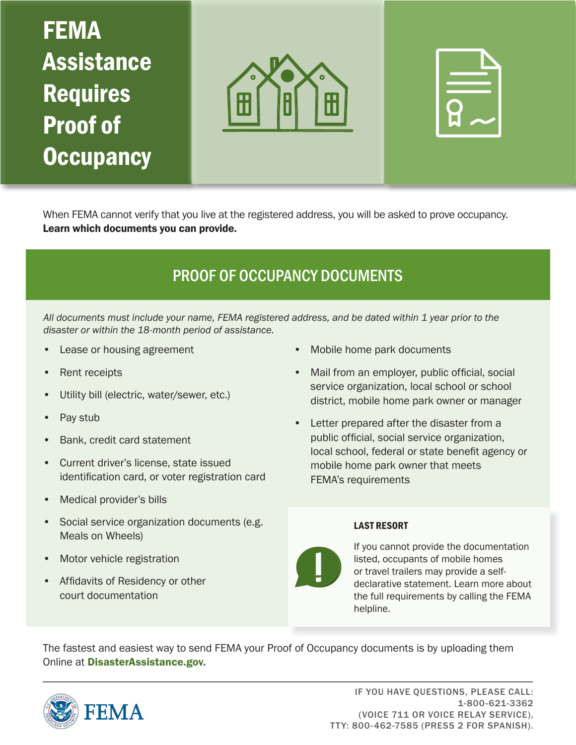# FEMA Assistance Requires Proof of Occupancy

When FEMA cannot verify that you live at the registered address, you will be asked to prove occupancy. **Learn which documents you can provide.**

## PROOF OF OCCUPANCY DOCUMENTS

*All documents must include your name, FEMA registered address, and be dated within 1 year prior to the disaster or within the 18-month period of assistance.*

- Lease or housing agreement
- Rent receipts
- Utility bill (electric, water/sewer, etc.)
- Pay stub
- Bank, credit card statement
- Current driver's license, state issued identification card, or voter registration card
- Medical provider's bills
- Social service organization documents (e.g. Meals on Wheels)
- Motor vehicle registration
- Affidavits of Residency or other court documentation
- Mobile home park documents
- Mail from an employer, public official, social service organization, local school or school district, mobile home park owner or manager
- Letter prepared after the disaster from a public official, social service organization, local school, federal or state benefit agency or mobile home park owner that meets FEMA's requirements

### LAST RESORT

If you cannot provide the documentation listed, occupants of mobile homes or travel trailers may provide a self-declarative statement. Learn more about the full requirements by calling the FEMA helpline.

The fastest and easiest way to send FEMA your Proof of Occupancy documents is by uploading them Online at **DisasterAssistance.gov.**

FEMA

IF YOU HAVE QUESTIONS, PLEASE CALL: 1-800-621-3362 (VOICE 711 OR VOICE RELAY SERVICE), TTY: 800-462-7585 (PRESS 2 FOR SPANISH).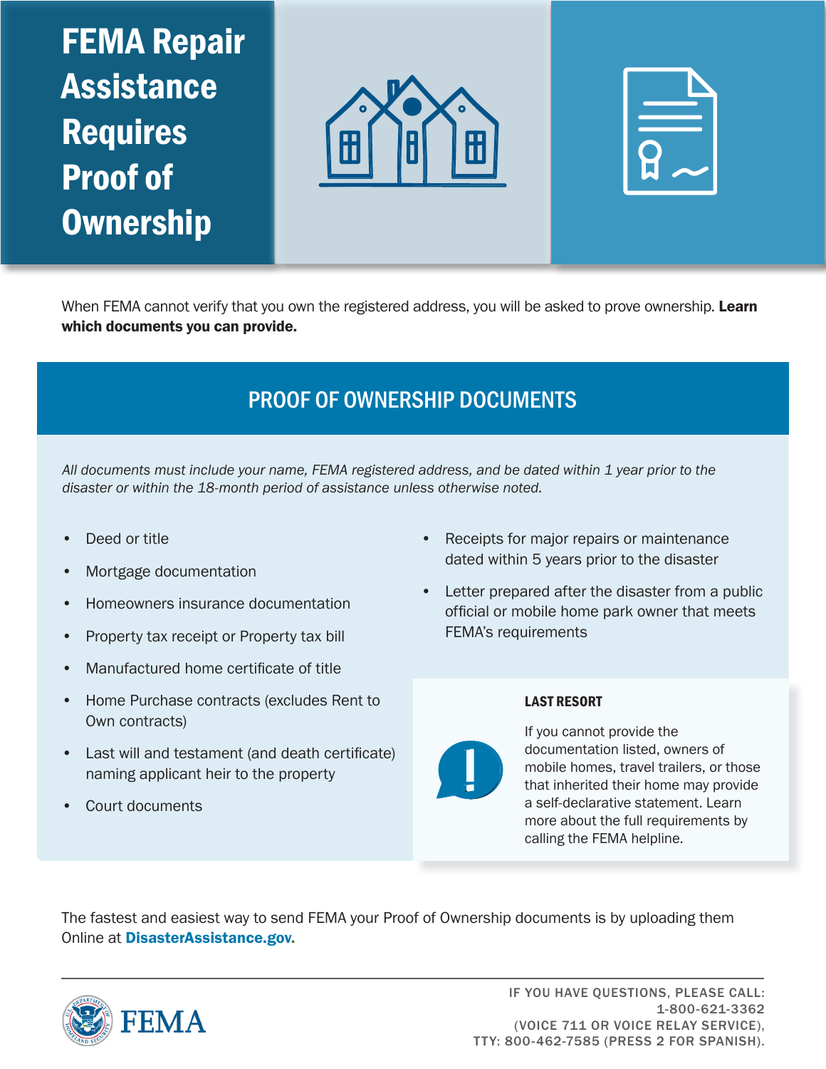# FEMA Repair Assistance Requires Proof of Ownership

When FEMA cannot verify that you own the registered address, you will be asked to prove ownership. **Learn which documents you can provide.**

## PROOF OF OWNERSHIP DOCUMENTS

*All documents must include your name, FEMA registered address, and be dated within 1 year prior to the disaster or within the 18-month period of assistance unless otherwise noted.*

- Deed or title
- Mortgage documentation
- Homeowners insurance documentation
- Property tax receipt or Property tax bill
- Manufactured home certificate of title
- Home Purchase contracts (excludes Rent to Own contracts)
- Last will and testament (and death certificate) naming applicant heir to the property
- Court documents
- Receipts for major repairs or maintenance dated within 5 years prior to the disaster
- Letter prepared after the disaster from a public official or mobile home park owner that meets FEMA's requirements

### LAST RESORT

If you cannot provide the documentation listed, owners of mobile homes, travel trailers, or those that inherited their home may provide a self-declarative statement. Learn more about the full requirements by calling the FEMA helpline.

The fastest and easiest way to send FEMA your Proof of Ownership documents is by uploading them Online at **DisasterAssistance.gov**.

FEMA

IF YOU HAVE QUESTIONS, PLEASE CALL:
1-800-621-3362
(VOICE 711 OR VOICE RELAY SERVICE),
TTY: 800-462-7585 (PRESS 2 FOR SPANISH).